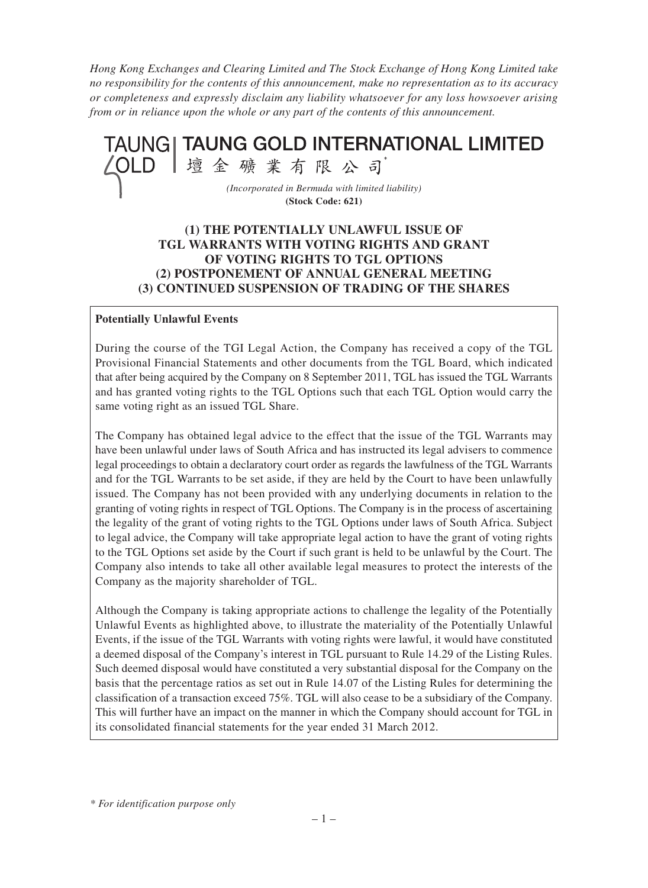*Hong Kong Exchanges and Clearing Limited and The Stock Exchange of Hong Kong Limited take no responsibility for the contents of this announcement, make no representation as to its accuracy or completeness and expressly disclaim any liability whatsoever for any loss howsoever arising from or in reliance upon the whole or any part of the contents of this announcement.*

# TAUNG GOLD INTERNATIONAL LIMITED

# 壇金礦業有限公司*

*(Incorporated in Bermuda with limited liability)*

**(Stock Code: 621)**

## (1) THE POTENTIALLY UNLAWFUL ISSUE OF TGL WARRANTS WITH VOTING RIGHTS AND GRANT OF VOTING RIGHTS TO TGL OPTIONS
## (2) POSTPONEMENT OF ANNUAL GENERAL MEETING
## (3) CONTINUED SUSPENSION OF TRADING OF THE SHARES

**Potentially Unlawful Events**

During the course of the TGI Legal Action, the Company has received a copy of the TGL Provisional Financial Statements and other documents from the TGL Board, which indicated that after being acquired by the Company on 8 September 2011, TGL has issued the TGL Warrants and has granted voting rights to the TGL Options such that each TGL Option would carry the same voting right as an issued TGL Share.

The Company has obtained legal advice to the effect that the issue of the TGL Warrants may have been unlawful under laws of South Africa and has instructed its legal advisers to commence legal proceedings to obtain a declaratory court order as regards the lawfulness of the TGL Warrants and for the TGL Warrants to be set aside, if they are held by the Court to have been unlawfully issued. The Company has not been provided with any underlying documents in relation to the granting of voting rights in respect of TGL Options. The Company is in the process of ascertaining the legality of the grant of voting rights to the TGL Options under laws of South Africa. Subject to legal advice, the Company will take appropriate legal action to have the grant of voting rights to the TGL Options set aside by the Court if such grant is held to be unlawful by the Court. The Company also intends to take all other available legal measures to protect the interests of the Company as the majority shareholder of TGL.

Although the Company is taking appropriate actions to challenge the legality of the Potentially Unlawful Events as highlighted above, to illustrate the materiality of the Potentially Unlawful Events, if the issue of the TGL Warrants with voting rights were lawful, it would have constituted a deemed disposal of the Company's interest in TGL pursuant to Rule 14.29 of the Listing Rules. Such deemed disposal would have constituted a very substantial disposal for the Company on the basis that the percentage ratios as set out in Rule 14.07 of the Listing Rules for determining the classification of a transaction exceed 75%. TGL will also cease to be a subsidiary of the Company. This will further have an impact on the manner in which the Company should account for TGL in its consolidated financial statements for the year ended 31 March 2012.

\* *For identification purpose only*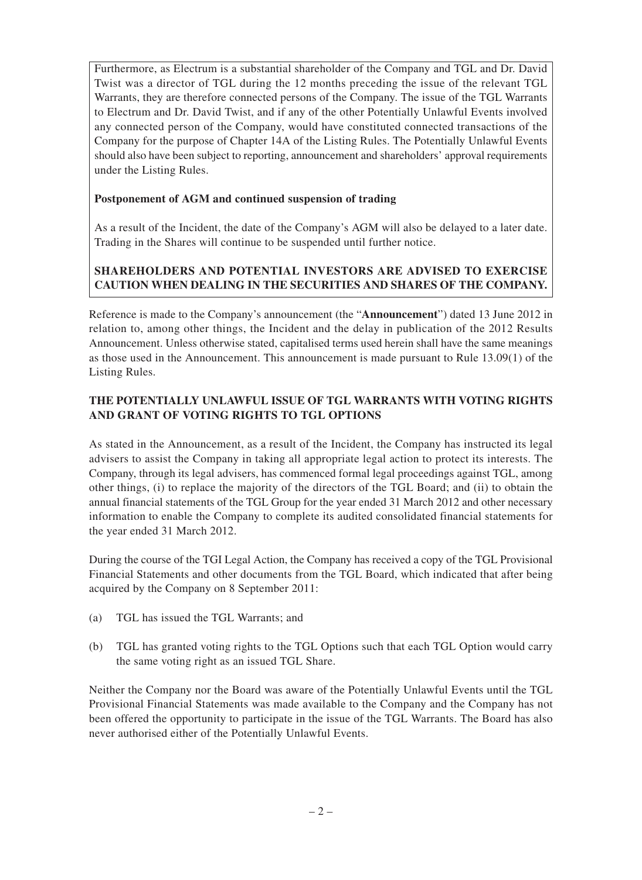Furthermore, as Electrum is a substantial shareholder of the Company and TGL and Dr. David Twist was a director of TGL during the 12 months preceding the issue of the relevant TGL Warrants, they are therefore connected persons of the Company. The issue of the TGL Warrants to Electrum and Dr. David Twist, and if any of the other Potentially Unlawful Events involved any connected person of the Company, would have constituted connected transactions of the Company for the purpose of Chapter 14A of the Listing Rules. The Potentially Unlawful Events should also have been subject to reporting, announcement and shareholders' approval requirements under the Listing Rules.

**Postponement of AGM and continued suspension of trading**

As a result of the Incident, the date of the Company's AGM will also be delayed to a later date. Trading in the Shares will continue to be suspended until further notice.

**SHAREHOLDERS AND POTENTIAL INVESTORS ARE ADVISED TO EXERCISE CAUTION WHEN DEALING IN THE SECURITIES AND SHARES OF THE COMPANY.**

Reference is made to the Company's announcement (the "**Announcement**") dated 13 June 2012 in relation to, among other things, the Incident and the delay in publication of the 2012 Results Announcement. Unless otherwise stated, capitalised terms used herein shall have the same meanings as those used in the Announcement. This announcement is made pursuant to Rule 13.09(1) of the Listing Rules.

**THE POTENTIALLY UNLAWFUL ISSUE OF TGL WARRANTS WITH VOTING RIGHTS AND GRANT OF VOTING RIGHTS TO TGL OPTIONS**

As stated in the Announcement, as a result of the Incident, the Company has instructed its legal advisers to assist the Company in taking all appropriate legal action to protect its interests. The Company, through its legal advisers, has commenced formal legal proceedings against TGL, among other things, (i) to replace the majority of the directors of the TGL Board; and (ii) to obtain the annual financial statements of the TGL Group for the year ended 31 March 2012 and other necessary information to enable the Company to complete its audited consolidated financial statements for the year ended 31 March 2012.

During the course of the TGI Legal Action, the Company has received a copy of the TGL Provisional Financial Statements and other documents from the TGL Board, which indicated that after being acquired by the Company on 8 September 2011:

(a) TGL has issued the TGL Warrants; and

(b) TGL has granted voting rights to the TGL Options such that each TGL Option would carry the same voting right as an issued TGL Share.

Neither the Company nor the Board was aware of the Potentially Unlawful Events until the TGL Provisional Financial Statements was made available to the Company and the Company has not been offered the opportunity to participate in the issue of the TGL Warrants. The Board has also never authorised either of the Potentially Unlawful Events.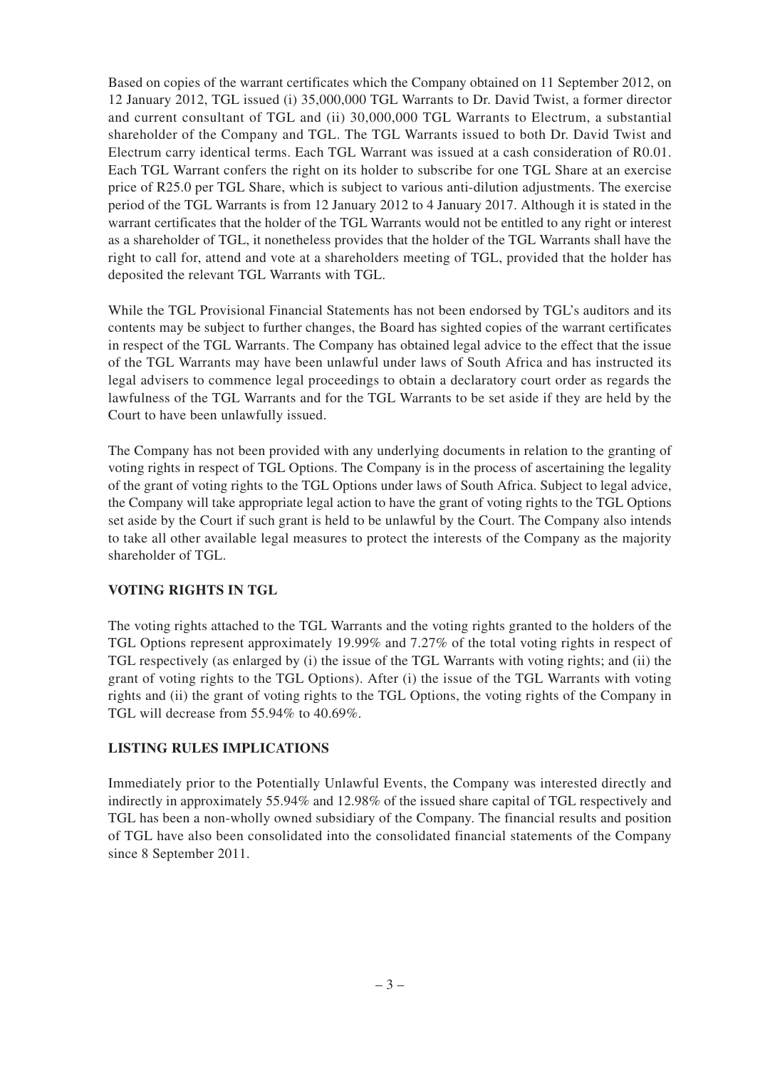Based on copies of the warrant certificates which the Company obtained on 11 September 2012, on 12 January 2012, TGL issued (i) 35,000,000 TGL Warrants to Dr. David Twist, a former director and current consultant of TGL and (ii) 30,000,000 TGL Warrants to Electrum, a substantial shareholder of the Company and TGL. The TGL Warrants issued to both Dr. David Twist and Electrum carry identical terms. Each TGL Warrant was issued at a cash consideration of R0.01. Each TGL Warrant confers the right on its holder to subscribe for one TGL Share at an exercise price of R25.0 per TGL Share, which is subject to various anti-dilution adjustments. The exercise period of the TGL Warrants is from 12 January 2012 to 4 January 2017. Although it is stated in the warrant certificates that the holder of the TGL Warrants would not be entitled to any right or interest as a shareholder of TGL, it nonetheless provides that the holder of the TGL Warrants shall have the right to call for, attend and vote at a shareholders meeting of TGL, provided that the holder has deposited the relevant TGL Warrants with TGL.

While the TGL Provisional Financial Statements has not been endorsed by TGL's auditors and its contents may be subject to further changes, the Board has sighted copies of the warrant certificates in respect of the TGL Warrants. The Company has obtained legal advice to the effect that the issue of the TGL Warrants may have been unlawful under laws of South Africa and has instructed its legal advisers to commence legal proceedings to obtain a declaratory court order as regards the lawfulness of the TGL Warrants and for the TGL Warrants to be set aside if they are held by the Court to have been unlawfully issued.

The Company has not been provided with any underlying documents in relation to the granting of voting rights in respect of TGL Options. The Company is in the process of ascertaining the legality of the grant of voting rights to the TGL Options under laws of South Africa. Subject to legal advice, the Company will take appropriate legal action to have the grant of voting rights to the TGL Options set aside by the Court if such grant is held to be unlawful by the Court. The Company also intends to take all other available legal measures to protect the interests of the Company as the majority shareholder of TGL.

**VOTING RIGHTS IN TGL**

The voting rights attached to the TGL Warrants and the voting rights granted to the holders of the TGL Options represent approximately 19.99% and 7.27% of the total voting rights in respect of TGL respectively (as enlarged by (i) the issue of the TGL Warrants with voting rights; and (ii) the grant of voting rights to the TGL Options). After (i) the issue of the TGL Warrants with voting rights and (ii) the grant of voting rights to the TGL Options, the voting rights of the Company in TGL will decrease from 55.94% to 40.69%.

**LISTING RULES IMPLICATIONS**

Immediately prior to the Potentially Unlawful Events, the Company was interested directly and indirectly in approximately 55.94% and 12.98% of the issued share capital of TGL respectively and TGL has been a non-wholly owned subsidiary of the Company. The financial results and position of TGL have also been consolidated into the consolidated financial statements of the Company since 8 September 2011.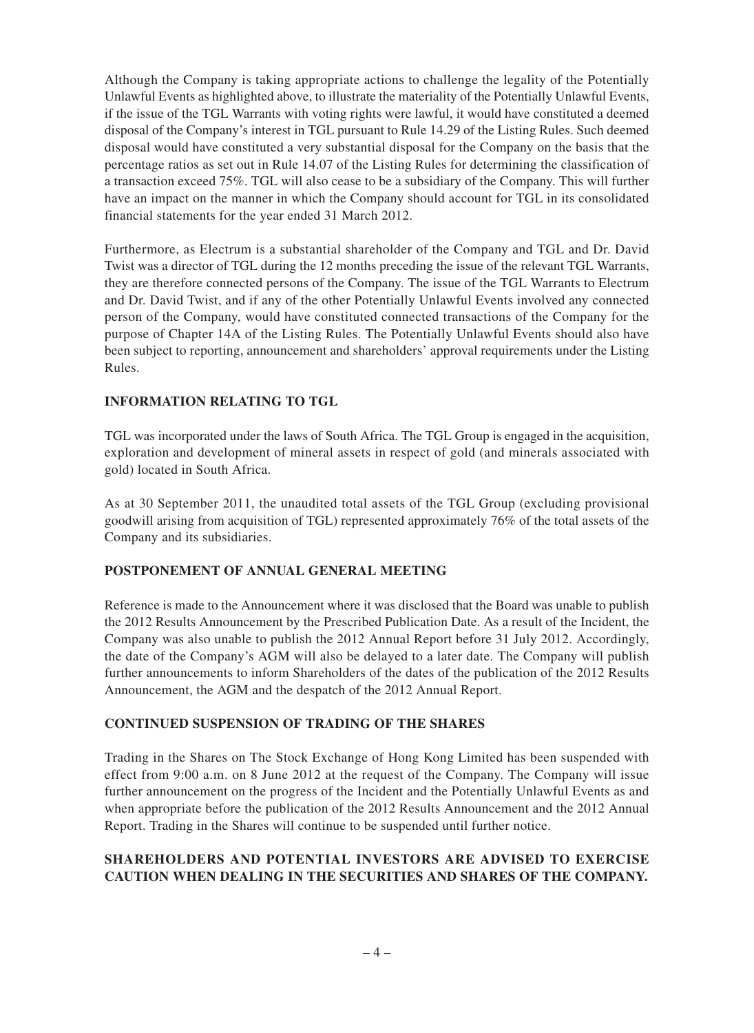Although the Company is taking appropriate actions to challenge the legality of the Potentially Unlawful Events as highlighted above, to illustrate the materiality of the Potentially Unlawful Events, if the issue of the TGL Warrants with voting rights were lawful, it would have constituted a deemed disposal of the Company's interest in TGL pursuant to Rule 14.29 of the Listing Rules. Such deemed disposal would have constituted a very substantial disposal for the Company on the basis that the percentage ratios as set out in Rule 14.07 of the Listing Rules for determining the classification of a transaction exceed 75%. TGL will also cease to be a subsidiary of the Company. This will further have an impact on the manner in which the Company should account for TGL in its consolidated financial statements for the year ended 31 March 2012.

Furthermore, as Electrum is a substantial shareholder of the Company and TGL and Dr. David Twist was a director of TGL during the 12 months preceding the issue of the relevant TGL Warrants, they are therefore connected persons of the Company. The issue of the TGL Warrants to Electrum and Dr. David Twist, and if any of the other Potentially Unlawful Events involved any connected person of the Company, would have constituted connected transactions of the Company for the purpose of Chapter 14A of the Listing Rules. The Potentially Unlawful Events should also have been subject to reporting, announcement and shareholders' approval requirements under the Listing Rules.

## INFORMATION RELATING TO TGL

TGL was incorporated under the laws of South Africa. The TGL Group is engaged in the acquisition, exploration and development of mineral assets in respect of gold (and minerals associated with gold) located in South Africa.

As at 30 September 2011, the unaudited total assets of the TGL Group (excluding provisional goodwill arising from acquisition of TGL) represented approximately 76% of the total assets of the Company and its subsidiaries.

## POSTPONEMENT OF ANNUAL GENERAL MEETING

Reference is made to the Announcement where it was disclosed that the Board was unable to publish the 2012 Results Announcement by the Prescribed Publication Date. As a result of the Incident, the Company was also unable to publish the 2012 Annual Report before 31 July 2012. Accordingly, the date of the Company's AGM will also be delayed to a later date. The Company will publish further announcements to inform Shareholders of the dates of the publication of the 2012 Results Announcement, the AGM and the despatch of the 2012 Annual Report.

## CONTINUED SUSPENSION OF TRADING OF THE SHARES

Trading in the Shares on The Stock Exchange of Hong Kong Limited has been suspended with effect from 9:00 a.m. on 8 June 2012 at the request of the Company. The Company will issue further announcement on the progress of the Incident and the Potentially Unlawful Events as and when appropriate before the publication of the 2012 Results Announcement and the 2012 Annual Report. Trading in the Shares will continue to be suspended until further notice.

**SHAREHOLDERS AND POTENTIAL INVESTORS ARE ADVISED TO EXERCISE CAUTION WHEN DEALING IN THE SECURITIES AND SHARES OF THE COMPANY.**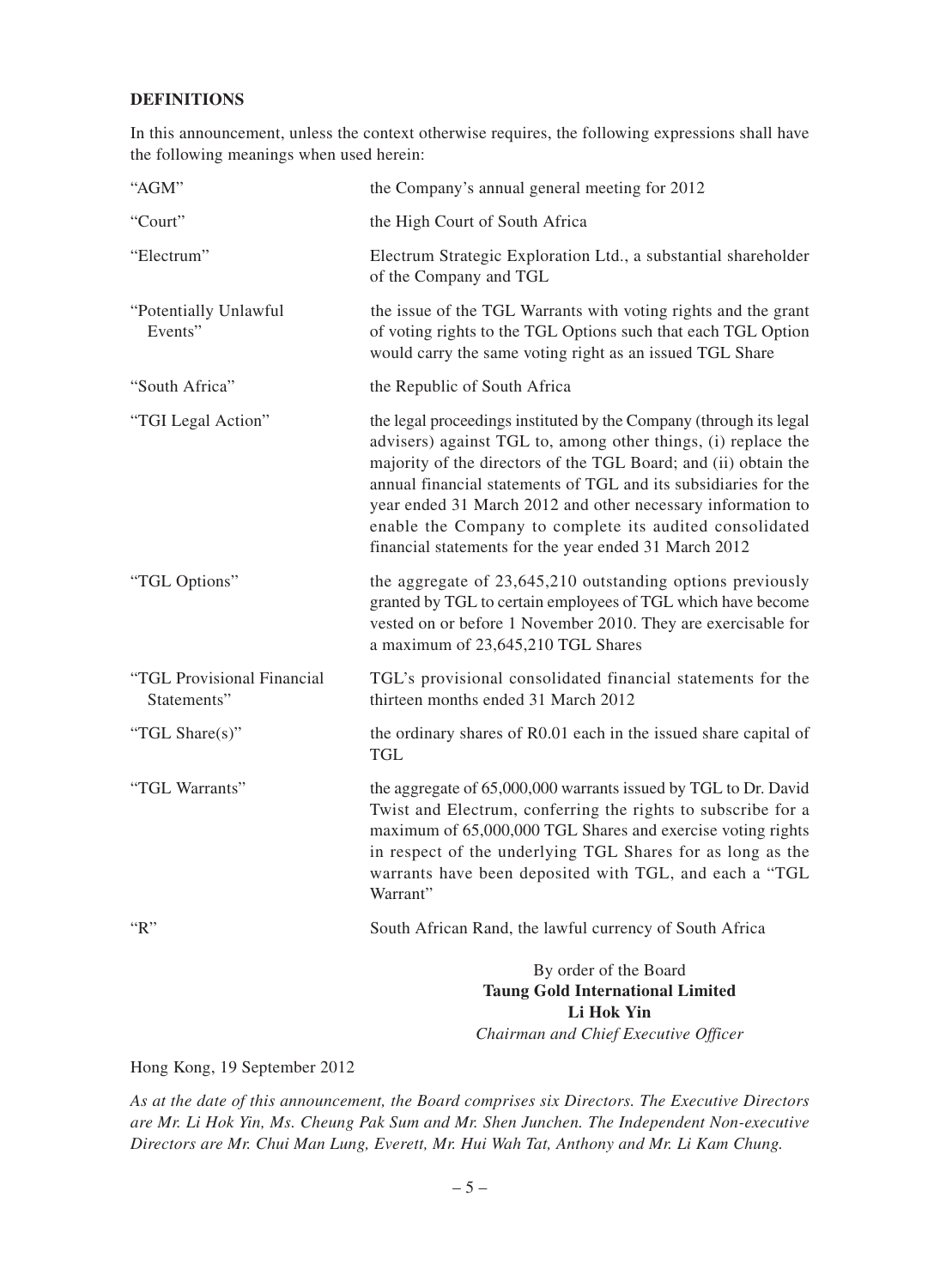**DEFINITIONS**

In this announcement, unless the context otherwise requires, the following expressions shall have the following meanings when used herein:

| | |
|---|---|
| "AGM" | the Company's annual general meeting for 2012 |
| "Court" | the High Court of South Africa |
| "Electrum" | Electrum Strategic Exploration Ltd., a substantial shareholder of the Company and TGL |
| "Potentially Unlawful Events" | the issue of the TGL Warrants with voting rights and the grant of voting rights to the TGL Options such that each TGL Option would carry the same voting right as an issued TGL Share |
| "South Africa" | the Republic of South Africa |
| "TGI Legal Action" | the legal proceedings instituted by the Company (through its legal advisers) against TGL to, among other things, (i) replace the majority of the directors of the TGL Board; and (ii) obtain the annual financial statements of TGL and its subsidiaries for the year ended 31 March 2012 and other necessary information to enable the Company to complete its audited consolidated financial statements for the year ended 31 March 2012 |
| "TGL Options" | the aggregate of 23,645,210 outstanding options previously granted by TGL to certain employees of TGL which have become vested on or before 1 November 2010. They are exercisable for a maximum of 23,645,210 TGL Shares |
| "TGL Provisional Financial Statements" | TGL's provisional consolidated financial statements for the thirteen months ended 31 March 2012 |
| "TGL Share(s)" | the ordinary shares of R0.01 each in the issued share capital of TGL |
| "TGL Warrants" | the aggregate of 65,000,000 warrants issued by TGL to Dr. David Twist and Electrum, conferring the rights to subscribe for a maximum of 65,000,000 TGL Shares and exercise voting rights in respect of the underlying TGL Shares for as long as the warrants have been deposited with TGL, and each a "TGL Warrant" |
| "R" | South African Rand, the lawful currency of South Africa |

By order of the Board
**Taung Gold International Limited**
**Li Hok Yin**
*Chairman and Chief Executive Officer*

Hong Kong, 19 September 2012

*As at the date of this announcement, the Board comprises six Directors. The Executive Directors are Mr. Li Hok Yin, Ms. Cheung Pak Sum and Mr. Shen Junchen. The Independent Non-executive Directors are Mr. Chui Man Lung, Everett, Mr. Hui Wah Tat, Anthony and Mr. Li Kam Chung.*